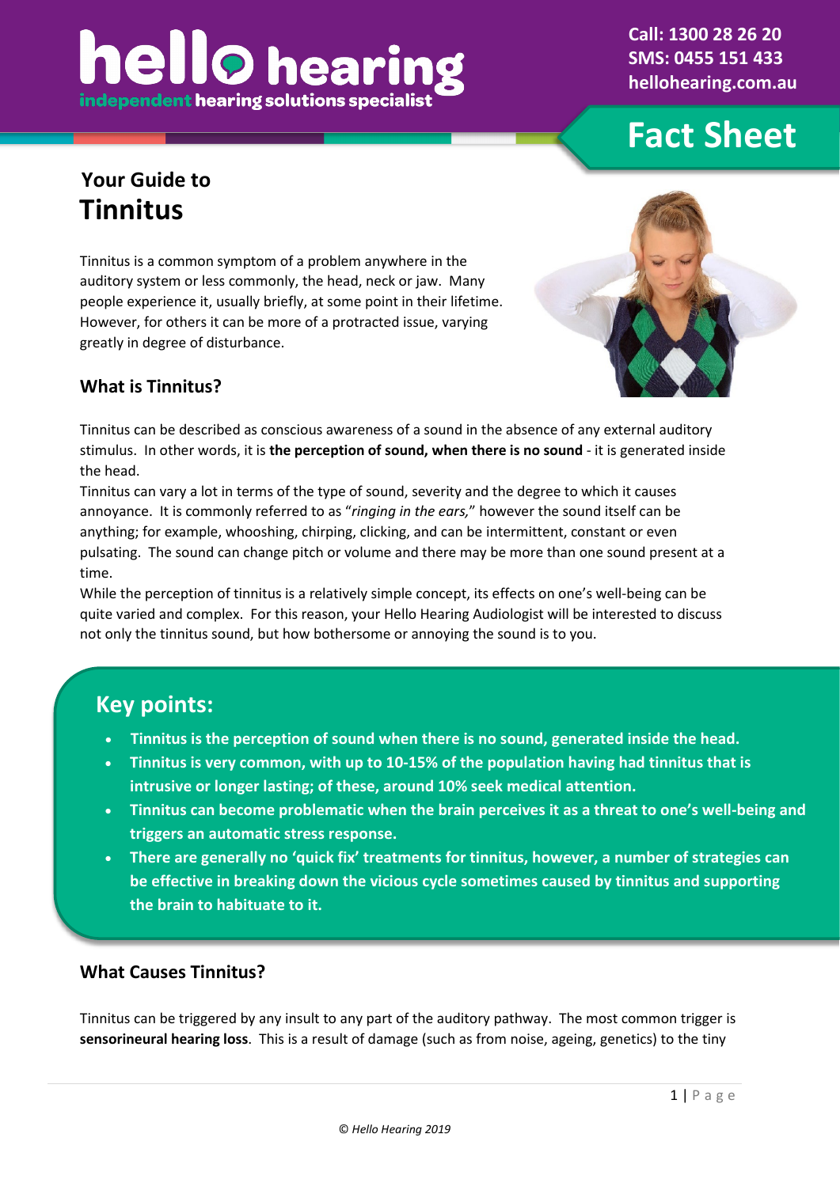# hello hearing

independent hearing solutions specialist

Call: 1300 28 26 20
SMS: 0455 151 433
hellohearing.com.au

**Fact Sheet**

## Your Guide to
# Tinnitus

Tinnitus is a common symptom of a problem anywhere in the auditory system or less commonly, the head, neck or jaw. Many people experience it, usually briefly, at some point in their lifetime. However, for others it can be more of a protracted issue, varying greatly in degree of disturbance.

### What is Tinnitus?

Tinnitus can be described as conscious awareness of a sound in the absence of any external auditory stimulus. In other words, it is **the perception of sound, when there is no sound** - it is generated inside the head.

Tinnitus can vary a lot in terms of the type of sound, severity and the degree to which it causes annoyance. It is commonly referred to as "*ringing in the ears,*" however the sound itself can be anything; for example, whooshing, chirping, clicking, and can be intermittent, constant or even pulsating. The sound can change pitch or volume and there may be more than one sound present at a time.

While the perception of tinnitus is a relatively simple concept, its effects on one's well-being can be quite varied and complex. For this reason, your Hello Hearing Audiologist will be interested to discuss not only the tinnitus sound, but how bothersome or annoying the sound is to you.

## Key points:

- **Tinnitus is the perception of sound when there is no sound, generated inside the head.**
- **Tinnitus is very common, with up to 10-15% of the population having had tinnitus that is intrusive or longer lasting; of these, around 10% seek medical attention.**
- **Tinnitus can become problematic when the brain perceives it as a threat to one's well-being and triggers an automatic stress response.**
- **There are generally no 'quick fix' treatments for tinnitus, however, a number of strategies can be effective in breaking down the vicious cycle sometimes caused by tinnitus and supporting the brain to habituate to it.**

### What Causes Tinnitus?

Tinnitus can be triggered by any insult to any part of the auditory pathway. The most common trigger is **sensorineural hearing loss**. This is a result of damage (such as from noise, ageing, genetics) to the tiny

*© Hello Hearing 2019*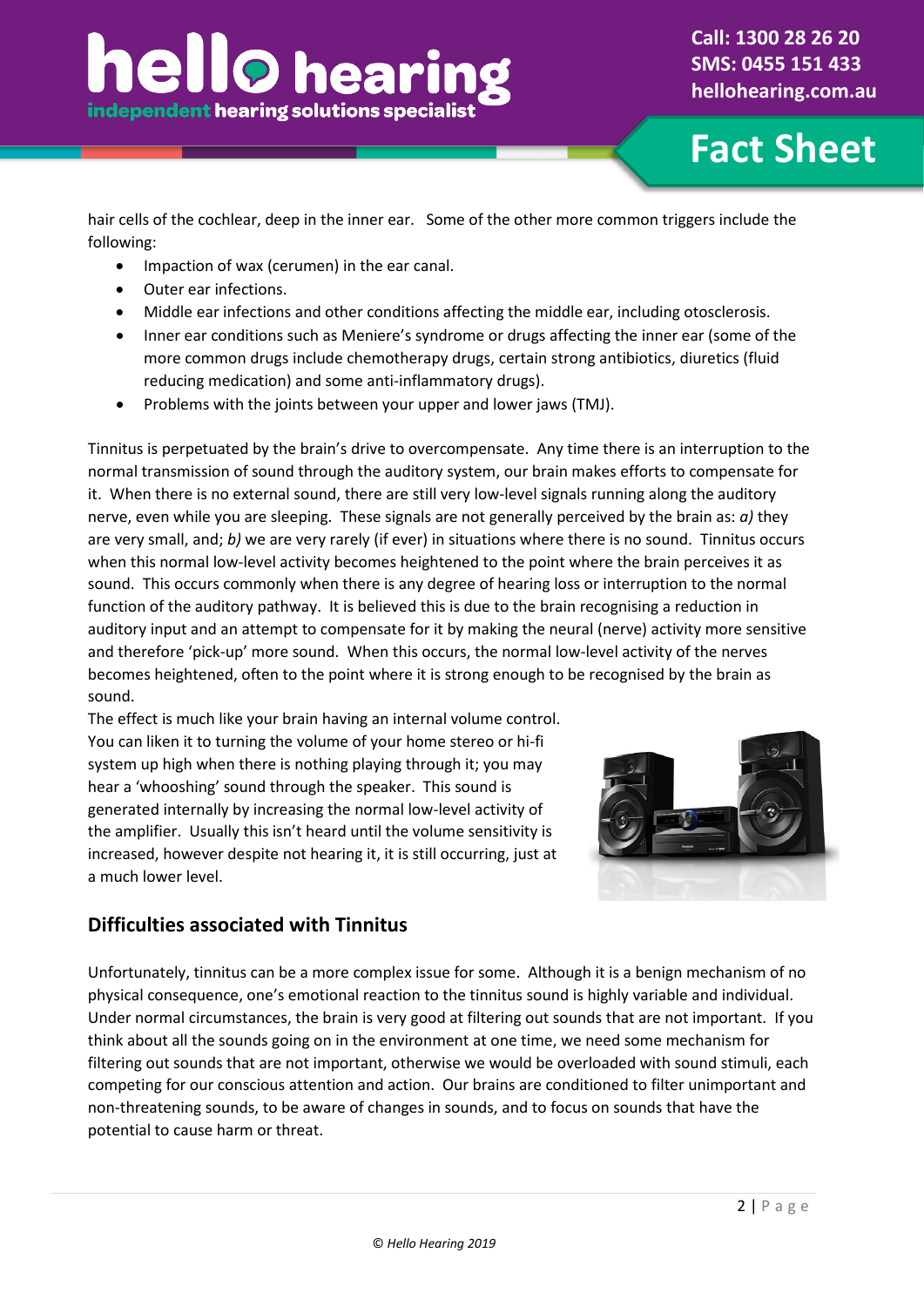hair cells of the cochlear, deep in the inner ear. Some of the other more common triggers include the following:

- Impaction of wax (cerumen) in the ear canal.
- Outer ear infections.
- Middle ear infections and other conditions affecting the middle ear, including otosclerosis.
- Inner ear conditions such as Meniere's syndrome or drugs affecting the inner ear (some of the more common drugs include chemotherapy drugs, certain strong antibiotics, diuretics (fluid reducing medication) and some anti-inflammatory drugs).
- Problems with the joints between your upper and lower jaws (TMJ).

Tinnitus is perpetuated by the brain's drive to overcompensate. Any time there is an interruption to the normal transmission of sound through the auditory system, our brain makes efforts to compensate for it. When there is no external sound, there are still very low-level signals running along the auditory nerve, even while you are sleeping. These signals are not generally perceived by the brain as: *a)* they are very small, and; *b)* we are very rarely (if ever) in situations where there is no sound. Tinnitus occurs when this normal low-level activity becomes heightened to the point where the brain perceives it as sound. This occurs commonly when there is any degree of hearing loss or interruption to the normal function of the auditory pathway. It is believed this is due to the brain recognising a reduction in auditory input and an attempt to compensate for it by making the neural (nerve) activity more sensitive and therefore 'pick-up' more sound. When this occurs, the normal low-level activity of the nerves becomes heightened, often to the point where it is strong enough to be recognised by the brain as sound.

The effect is much like your brain having an internal volume control. You can liken it to turning the volume of your home stereo or hi-fi system up high when there is nothing playing through it; you may hear a 'whooshing' sound through the speaker. This sound is generated internally by increasing the normal low-level activity of the amplifier. Usually this isn't heard until the volume sensitivity is increased, however despite not hearing it, it is still occurring, just at a much lower level.

## Difficulties associated with Tinnitus

Unfortunately, tinnitus can be a more complex issue for some. Although it is a benign mechanism of no physical consequence, one's emotional reaction to the tinnitus sound is highly variable and individual. Under normal circumstances, the brain is very good at filtering out sounds that are not important. If you think about all the sounds going on in the environment at one time, we need some mechanism for filtering out sounds that are not important, otherwise we would be overloaded with sound stimuli, each competing for our conscious attention and action. Our brains are conditioned to filter unimportant and non-threatening sounds, to be aware of changes in sounds, and to focus on sounds that have the potential to cause harm or threat.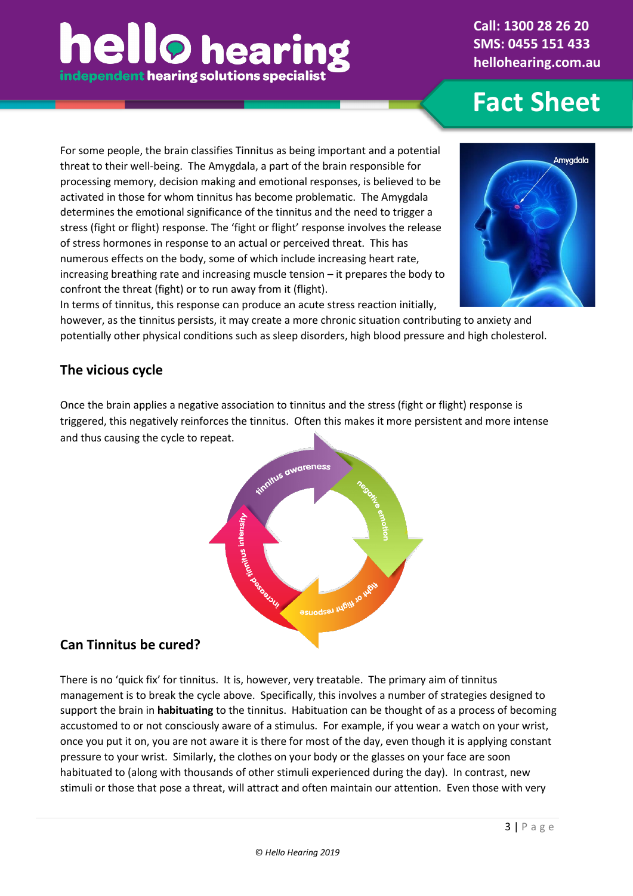For some people, the brain classifies Tinnitus as being important and a potential threat to their well-being. The Amygdala, a part of the brain responsible for processing memory, decision making and emotional responses, is believed to be activated in those for whom tinnitus has become problematic. The Amygdala determines the emotional significance of the tinnitus and the need to trigger a stress (fight or flight) response. The 'fight or flight' response involves the release of stress hormones in response to an actual or perceived threat. This has numerous effects on the body, some of which include increasing heart rate, increasing breathing rate and increasing muscle tension – it prepares the body to confront the threat (fight) or to run away from it (flight).
In terms of tinnitus, this response can produce an acute stress reaction initially, however, as the tinnitus persists, it may create a more chronic situation contributing to anxiety and potentially other physical conditions such as sleep disorders, high blood pressure and high cholesterol.

## The vicious cycle

Once the brain applies a negative association to tinnitus and the stress (fight or flight) response is triggered, this negatively reinforces the tinnitus. Often this makes it more persistent and more intense and thus causing the cycle to repeat.

## Can Tinnitus be cured?

There is no 'quick fix' for tinnitus. It is, however, very treatable. The primary aim of tinnitus management is to break the cycle above. Specifically, this involves a number of strategies designed to support the brain in **habituating** to the tinnitus. Habituation can be thought of as a process of becoming accustomed to or not consciously aware of a stimulus. For example, if you wear a watch on your wrist, once you put it on, you are not aware it is there for most of the day, even though it is applying constant pressure to your wrist. Similarly, the clothes on your body or the glasses on your face are soon habituated to (along with thousands of other stimuli experienced during the day). In contrast, new stimuli or those that pose a threat, will attract and often maintain our attention. Even those with very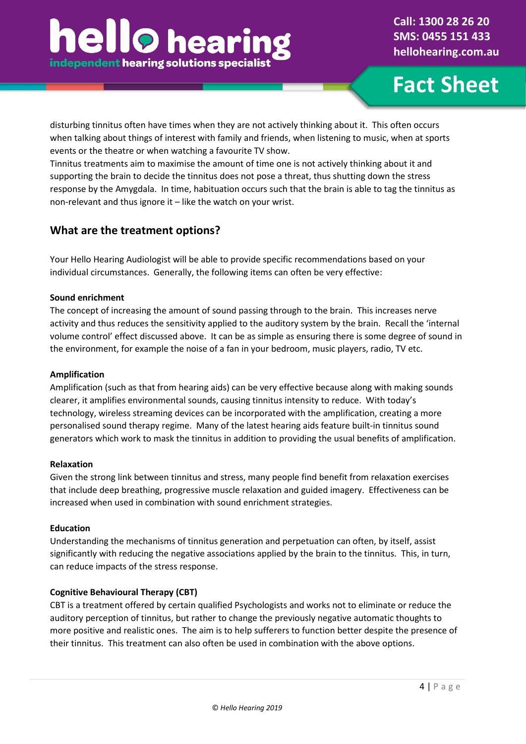disturbing tinnitus often have times when they are not actively thinking about it. This often occurs when talking about things of interest with family and friends, when listening to music, when at sports events or the theatre or when watching a favourite TV show.
Tinnitus treatments aim to maximise the amount of time one is not actively thinking about it and supporting the brain to decide the tinnitus does not pose a threat, thus shutting down the stress response by the Amygdala. In time, habituation occurs such that the brain is able to tag the tinnitus as non-relevant and thus ignore it – like the watch on your wrist.

## What are the treatment options?

Your Hello Hearing Audiologist will be able to provide specific recommendations based on your individual circumstances. Generally, the following items can often be very effective:

**Sound enrichment**
The concept of increasing the amount of sound passing through to the brain. This increases nerve activity and thus reduces the sensitivity applied to the auditory system by the brain. Recall the 'internal volume control' effect discussed above. It can be as simple as ensuring there is some degree of sound in the environment, for example the noise of a fan in your bedroom, music players, radio, TV etc.

**Amplification**
Amplification (such as that from hearing aids) can be very effective because along with making sounds clearer, it amplifies environmental sounds, causing tinnitus intensity to reduce. With today's technology, wireless streaming devices can be incorporated with the amplification, creating a more personalised sound therapy regime. Many of the latest hearing aids feature built-in tinnitus sound generators which work to mask the tinnitus in addition to providing the usual benefits of amplification.

**Relaxation**
Given the strong link between tinnitus and stress, many people find benefit from relaxation exercises that include deep breathing, progressive muscle relaxation and guided imagery. Effectiveness can be increased when used in combination with sound enrichment strategies.

**Education**
Understanding the mechanisms of tinnitus generation and perpetuation can often, by itself, assist significantly with reducing the negative associations applied by the brain to the tinnitus. This, in turn, can reduce impacts of the stress response.

**Cognitive Behavioural Therapy (CBT)**
CBT is a treatment offered by certain qualified Psychologists and works not to eliminate or reduce the auditory perception of tinnitus, but rather to change the previously negative automatic thoughts to more positive and realistic ones. The aim is to help sufferers to function better despite the presence of their tinnitus. This treatment can also often be used in combination with the above options.